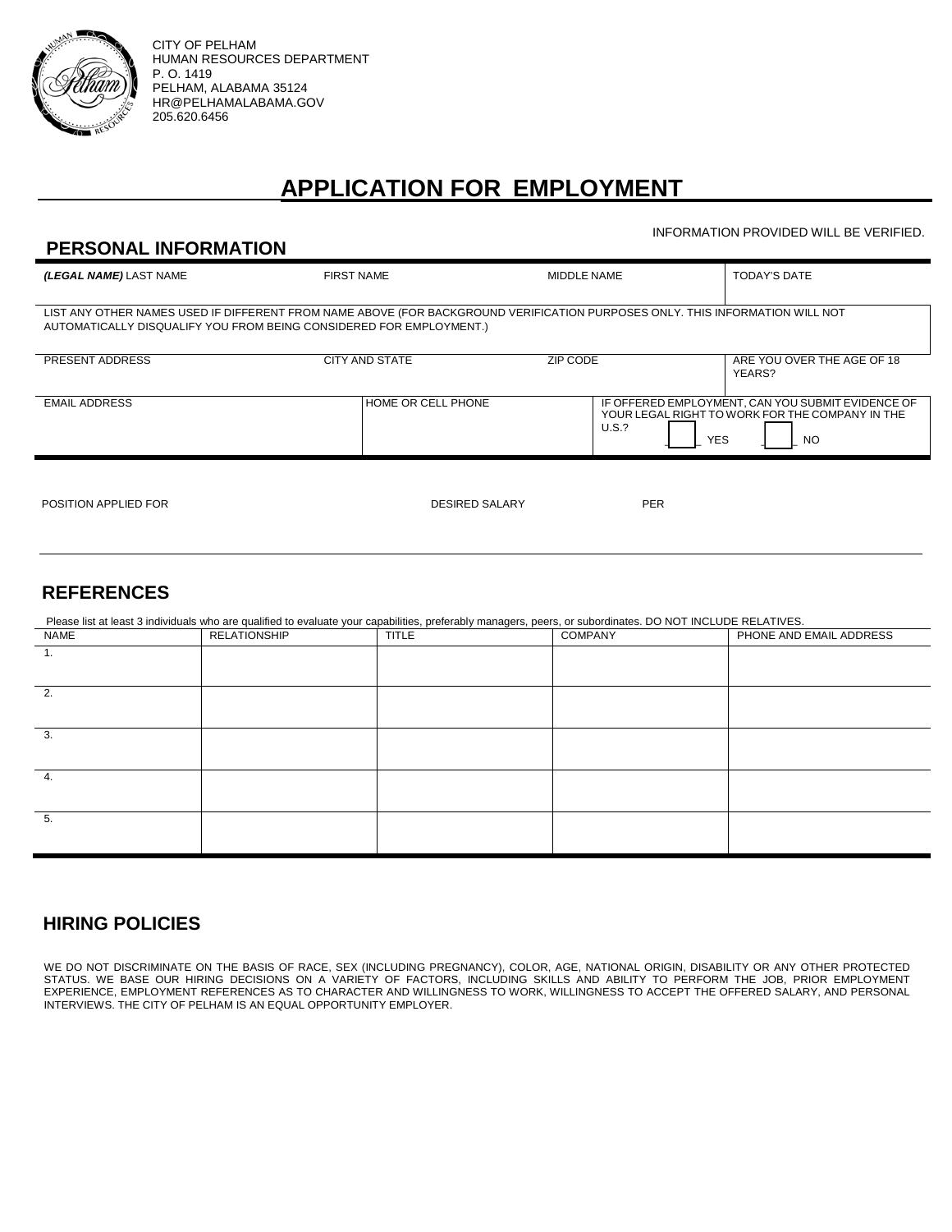CITY OF PELHAM
HUMAN RESOURCES DEPARTMENT
P. O. 1419
PELHAM, ALABAMA 35124
HR@PELHAMALABAMA.GOV
205.620.6456

# APPLICATION FOR EMPLOYMENT

INFORMATION PROVIDED WILL BE VERIFIED.

## PERSONAL INFORMATION

| ***(LEGAL NAME)*** LAST NAME | FIRST NAME | MIDDLE NAME | TODAY'S DATE |
|---|---|---|---|
| | | | |

LIST ANY OTHER NAMES USED IF DIFFERENT FROM NAME ABOVE (FOR BACKGROUND VERIFICATION PURPOSES ONLY. THIS INFORMATION WILL NOT AUTOMATICALLY DISQUALIFY YOU FROM BEING CONSIDERED FOR EMPLOYMENT.)

| PRESENT ADDRESS | CITY AND STATE | ZIP CODE | ARE YOU OVER THE AGE OF 18 YEARS? |
|---|---|---|---|
| | | | |

| EMAIL ADDRESS | HOME OR CELL PHONE | IF OFFERED EMPLOYMENT, CAN YOU SUBMIT EVIDENCE OF YOUR LEGAL RIGHT TO WORK FOR THE COMPANY IN THE U.S.? ☐ YES ☐ NO |
|---|---|---|
| | | |

| POSITION APPLIED FOR | DESIRED SALARY | PER |
|---|---|---|
| | | |

## REFERENCES

Please list at least 3 individuals who are qualified to evaluate your capabilities, preferably managers, peers, or subordinates. DO NOT INCLUDE RELATIVES.

| NAME | RELATIONSHIP | TITLE | COMPANY | PHONE AND EMAIL ADDRESS |
|---|---|---|---|---|
| 1. | | | | |
| 2. | | | | |
| 3. | | | | |
| 4. | | | | |
| 5. | | | | |

## HIRING POLICIES

WE DO NOT DISCRIMINATE ON THE BASIS OF RACE, SEX (INCLUDING PREGNANCY), COLOR, AGE, NATIONAL ORIGIN, DISABILITY OR ANY OTHER PROTECTED STATUS. WE BASE OUR HIRING DECISIONS ON A VARIETY OF FACTORS, INCLUDING SKILLS AND ABILITY TO PERFORM THE JOB, PRIOR EMPLOYMENT EXPERIENCE, EMPLOYMENT REFERENCES AS TO CHARACTER AND WILLINGNESS TO WORK, WILLINGNESS TO ACCEPT THE OFFERED SALARY, AND PERSONAL INTERVIEWS. THE CITY OF PELHAM IS AN EQUAL OPPORTUNITY EMPLOYER.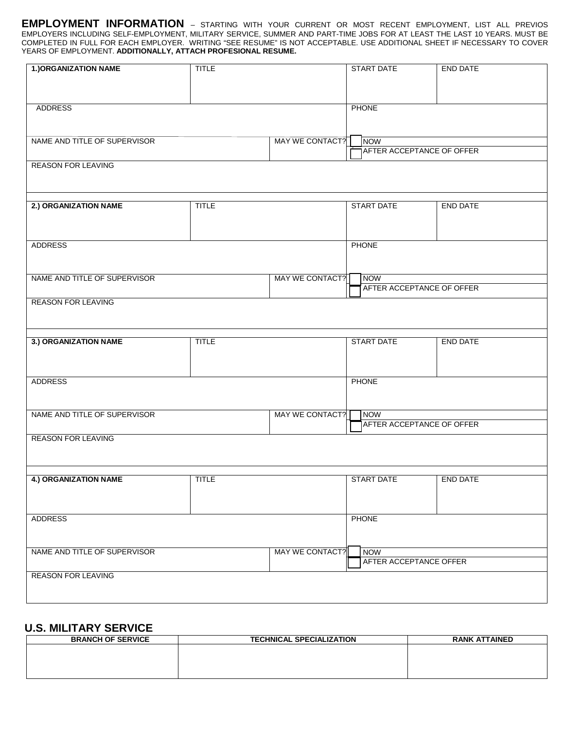**EMPLOYMENT INFORMATION** – STARTING WITH YOUR CURRENT OR MOST RECENT EMPLOYMENT, LIST ALL PREVIOS EMPLOYERS INCLUDING SELF-EMPLOYMENT, MILITARY SERVICE, SUMMER AND PART-TIME JOBS FOR AT LEAST THE LAST 10 YEARS. MUST BE COMPLETED IN FULL FOR EACH EMPLOYER. WRITING "SEE RESUME" IS NOT ACCEPTABLE. USE ADDITIONAL SHEET IF NECESSARY TO COVER YEARS OF EMPLOYMENT. **ADDITIONALLY, ATTACH PROFESIONAL RESUME.**

| **1.)ORGANIZATION NAME** | TITLE | | START DATE | END DATE |
|---|---|---|---|---|
| ADDRESS | | | PHONE | |
| NAME AND TITLE OF SUPERVISOR | | MAY WE CONTACT? | ☐ NOW<br>☐ AFTER ACCEPTANCE OF OFFER | |
| REASON FOR LEAVING | | | | |

| **2.) ORGANIZATION NAME** | TITLE | | START DATE | END DATE |
|---|---|---|---|---|
| ADDRESS | | | PHONE | |
| NAME AND TITLE OF SUPERVISOR | | MAY WE CONTACT? | ☐ NOW<br>☐ AFTER ACCEPTANCE OF OFFER | |
| REASON FOR LEAVING | | | | |

| **3.) ORGANIZATION NAME** | TITLE | | START DATE | END DATE |
|---|---|---|---|---|
| ADDRESS | | | PHONE | |
| NAME AND TITLE OF SUPERVISOR | | MAY WE CONTACT? | ☐ NOW<br>☐ AFTER ACCEPTANCE OF OFFER | |
| REASON FOR LEAVING | | | | |

| **4.) ORGANIZATION NAME** | TITLE | | START DATE | END DATE |
|---|---|---|---|---|
| ADDRESS | | | PHONE | |
| NAME AND TITLE OF SUPERVISOR | | MAY WE CONTACT? | ☐ NOW<br>☐ AFTER ACCEPTANCE OFFER | |
| REASON FOR LEAVING | | | | |

## U.S. MILITARY SERVICE

| **BRANCH OF SERVICE** | **TECHNICAL SPECIALIZATION** | **RANK ATTAINED** |
|---|---|---|
| | | |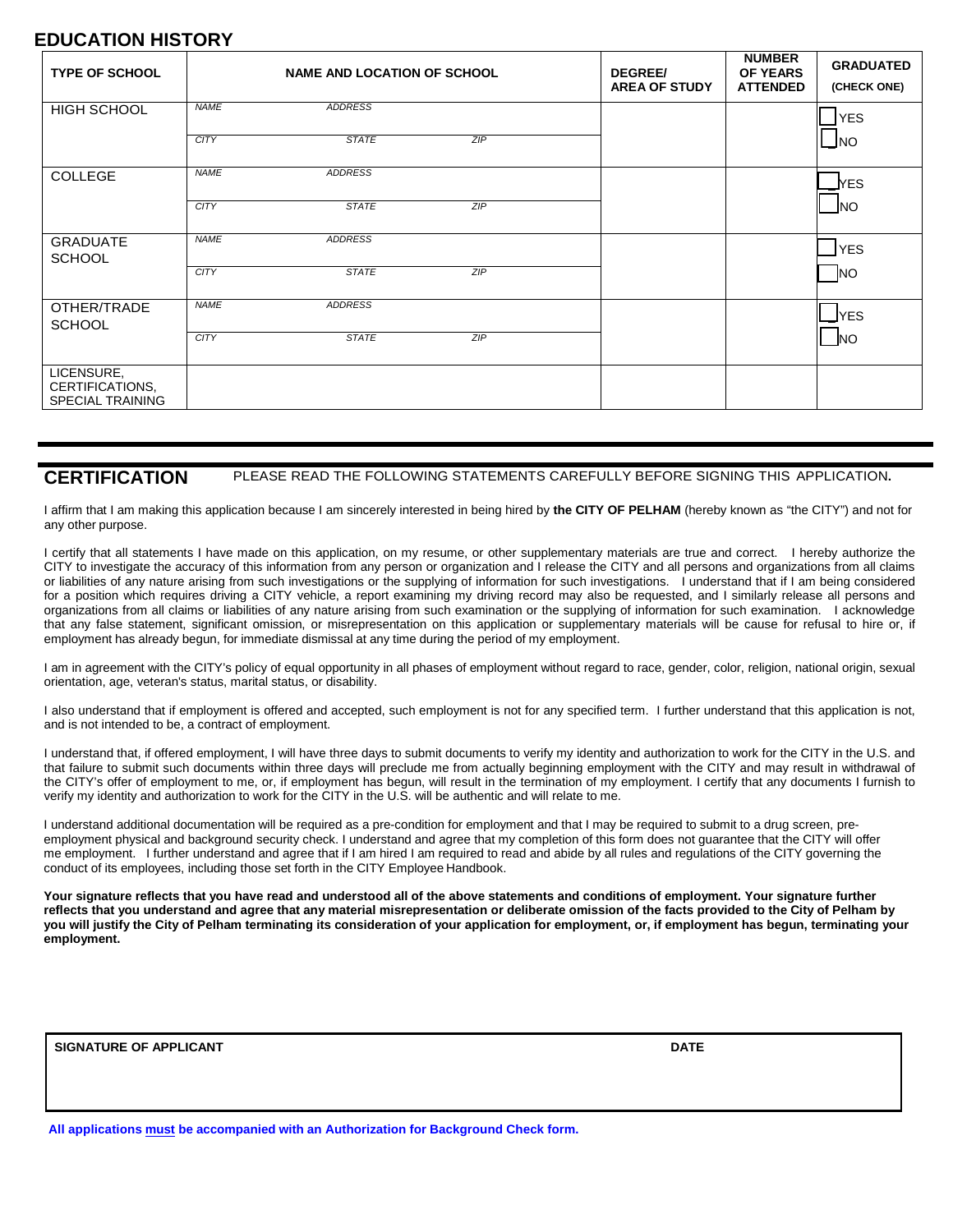## EDUCATION HISTORY

| TYPE OF SCHOOL | NAME AND LOCATION OF SCHOOL | DEGREE/ AREA OF STUDY | NUMBER OF YEARS ATTENDED | GRADUATED (CHECK ONE) |
|---|---|---|---|---|
| HIGH SCHOOL | *NAME* *ADDRESS* <br> *CITY* *STATE* *ZIP* | | | ☐ YES <br> ☐ NO |
| COLLEGE | *NAME* *ADDRESS* <br> *CITY* *STATE* *ZIP* | | | ☐ YES <br> ☐ NO |
| GRADUATE SCHOOL | *NAME* *ADDRESS* <br> *CITY* *STATE* *ZIP* | | | ☐ YES <br> ☐ NO |
| OTHER/TRADE SCHOOL | *NAME* *ADDRESS* <br> *CITY* *STATE* *ZIP* | | | ☐ YES <br> ☐ NO |
| LICENSURE, CERTIFICATIONS, SPECIAL TRAINING | | | | |

## CERTIFICATION

PLEASE READ THE FOLLOWING STATEMENTS CAREFULLY BEFORE SIGNING THIS APPLICATION.

I affirm that I am making this application because I am sincerely interested in being hired by **the CITY OF PELHAM** (hereby known as "the CITY") and not for any other purpose.

I certify that all statements I have made on this application, on my resume, or other supplementary materials are true and correct. I hereby authorize the CITY to investigate the accuracy of this information from any person or organization and I release the CITY and all persons and organizations from all claims or liabilities of any nature arising from such investigations or the supplying of information for such investigations. I understand that if I am being considered for a position which requires driving a CITY vehicle, a report examining my driving record may also be requested, and I similarly release all persons and organizations from all claims or liabilities of any nature arising from such examination or the supplying of information for such examination. I acknowledge that any false statement, significant omission, or misrepresentation on this application or supplementary materials will be cause for refusal to hire or, if employment has already begun, for immediate dismissal at any time during the period of my employment.

I am in agreement with the CITY's policy of equal opportunity in all phases of employment without regard to race, gender, color, religion, national origin, sexual orientation, age, veteran's status, marital status, or disability.

I also understand that if employment is offered and accepted, such employment is not for any specified term. I further understand that this application is not, and is not intended to be, a contract of employment.

I understand that, if offered employment, I will have three days to submit documents to verify my identity and authorization to work for the CITY in the U.S. and that failure to submit such documents within three days will preclude me from actually beginning employment with the CITY and may result in withdrawal of the CITY's offer of employment to me, or, if employment has begun, will result in the termination of my employment. I certify that any documents I furnish to verify my identity and authorization to work for the CITY in the U.S. will be authentic and will relate to me.

I understand additional documentation will be required as a pre-condition for employment and that I may be required to submit to a drug screen, pre-employment physical and background security check. I understand and agree that my completion of this form does not guarantee that the CITY will offer me employment. I further understand and agree that if I am hired I am required to read and abide by all rules and regulations of the CITY governing the conduct of its employees, including those set forth in the CITY Employee Handbook.

**Your signature reflects that you have read and understood all of the above statements and conditions of employment. Your signature further reflects that you understand and agree that any material misrepresentation or deliberate omission of the facts provided to the City of Pelham by you will justify the City of Pelham terminating its consideration of your application for employment, or, if employment has begun, terminating your employment.**

| SIGNATURE OF APPLICANT | DATE |
|---|---|
| | |

**All applications must be accompanied with an Authorization for Background Check form.**